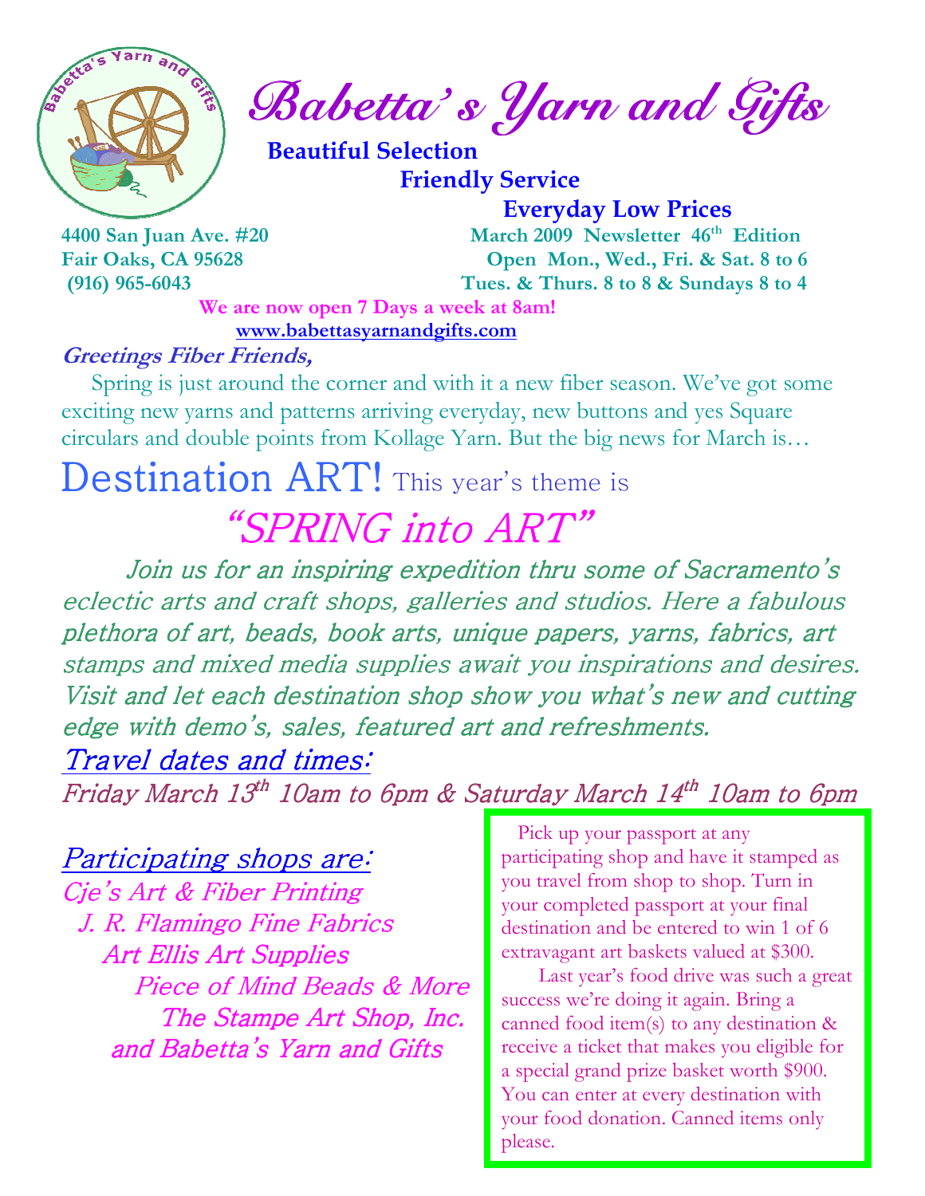# Babetta's Yarn and Gifts

**Beautiful Selection**
**Friendly Service**
**Everyday Low Prices**

**4400 San Juan Ave. #20**
**Fair Oaks, CA 95628**
**(916) 965-6043**

**March 2009 Newsletter 46th Edition**
**Open Mon., Wed., Fri. & Sat. 8 to 6**
**Tues. & Thurs. 8 to 8 & Sundays 8 to 4**

**We are now open 7 Days a week at 8am!**
**www.babettasyarnandgifts.com**

***Greetings Fiber Friends,***

Spring is just around the corner and with it a new fiber season. We've got some exciting new yarns and patterns arriving everyday, new buttons and yes Square circulars and double points from Kollage Yarn. But the big news for March is…

## Destination ART! This year's theme is

## "SPRING into ART"

*Join us for an inspiring expedition thru some of Sacramento's eclectic arts and craft shops, galleries and studios. Here a fabulous plethora of art, beads, book arts, unique papers, yarns, fabrics, art stamps and mixed media supplies await you inspirations and desires. Visit and let each destination shop show you what's new and cutting edge with demo's, sales, featured art and refreshments.*

### Travel dates and times:

*Friday March 13th 10am to 6pm & Saturday March 14th 10am to 6pm*

### Participating shops are:

*Cje's Art & Fiber Printing*
*J. R. Flamingo Fine Fabrics*
*Art Ellis Art Supplies*
*Piece of Mind Beads & More*
*The Stampe Art Shop, Inc.*
*and Babetta's Yarn and Gifts*

Pick up your passport at any participating shop and have it stamped as you travel from shop to shop. Turn in your completed passport at your final destination and be entered to win 1 of 6 extravagant art baskets valued at $300.

Last year's food drive was such a great success we're doing it again. Bring a canned food item(s) to any destination & receive a ticket that makes you eligible for a special grand prize basket worth $900. You can enter at every destination with your food donation. Canned items only please.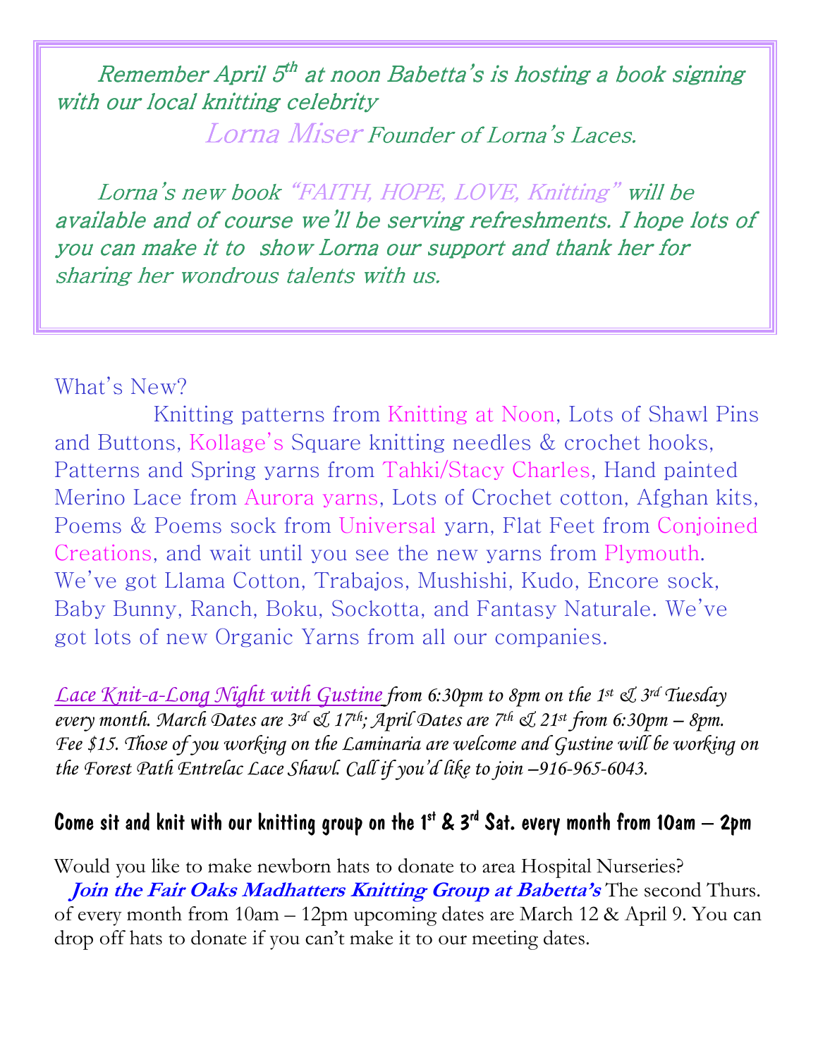Remember April 5th at noon Babetta's is hosting a book signing with our local knitting celebrity

Lorna Miser Founder of Lorna's Laces.

Lorna's new book "FAITH, HOPE, LOVE, Knitting" will be available and of course we'll be serving refreshments. I hope lots of you can make it to show Lorna our support and thank her for sharing her wondrous talents with us.

## What's New?

Knitting patterns from Knitting at Noon, Lots of Shawl Pins and Buttons, Kollage's Square knitting needles & crochet hooks, Patterns and Spring yarns from Tahki/Stacy Charles, Hand painted Merino Lace from Aurora yarns, Lots of Crochet cotton, Afghan kits, Poems & Poems sock from Universal yarn, Flat Feet from Conjoined Creations, and wait until you see the new yarns from Plymouth. We've got Llama Cotton, Trabajos, Mushishi, Kudo, Encore sock, Baby Bunny, Ranch, Boku, Sockotta, and Fantasy Naturale. We've got lots of new Organic Yarns from all our companies.

*Lace Knit-a-Long Night with Gustine from 6:30pm to 8pm on the 1st & 3rd Tuesday every month. March Dates are 3rd & 17th; April Dates are 7th & 21st from 6:30pm – 8pm. Fee $15. Those of you working on the Laminaria are welcome and Gustine will be working on the Forest Path Entrelac Lace Shawl. Call if you'd like to join –916-965-6043.*

**Come sit and knit with our knitting group on the 1st & 3rd Sat. every month from 10am – 2pm**

Would you like to make newborn hats to donate to area Hospital Nurseries?

***Join the Fair Oaks Madhatters Knitting Group at Babetta's*** The second Thurs. of every month from 10am – 12pm upcoming dates are March 12 & April 9. You can drop off hats to donate if you can't make it to our meeting dates.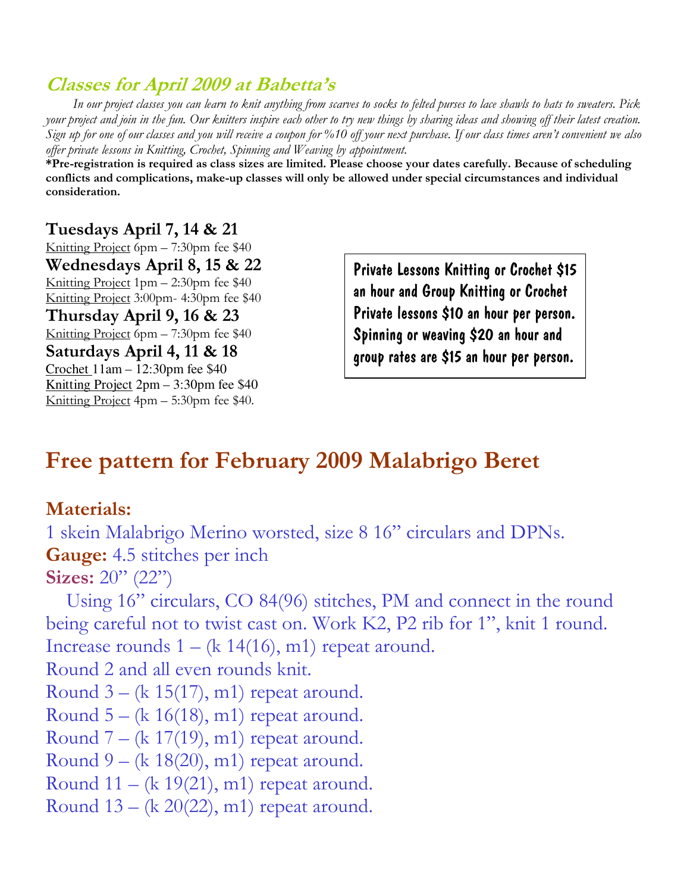## *Classes for April 2009 at Babetta's*

*In our project classes you can learn to knit anything from scarves to socks to felted purses to lace shawls to hats to sweaters. Pick your project and join in the fun. Our knitters inspire each other to try new things by sharing ideas and showing off their latest creation. Sign up for one of our classes and you will receive a coupon for %10 off your next purchase. If our class times aren't convenient we also offer private lessons in Knitting, Crochet, Spinning and Weaving by appointment.*

**\*Pre-registration is required as class sizes are limited. Please choose your dates carefully. Because of scheduling conflicts and complications, make-up classes will only be allowed under special circumstances and individual consideration.**

**Tuesdays April 7, 14 & 21**
Knitting Project 6pm – 7:30pm fee $40

**Wednesdays April 8, 15 & 22**
Knitting Project 1pm – 2:30pm fee $40
Knitting Project 3:00pm- 4:30pm fee $40

**Thursday April 9, 16 & 23**
Knitting Project 6pm – 7:30pm fee $40

**Saturdays April 4, 11 & 18**
Crochet 11am – 12:30pm fee $40
Knitting Project 2pm – 3:30pm fee $40
Knitting Project 4pm – 5:30pm fee $40.

Private Lessons Knitting or Crochet $15 an hour and Group Knitting or Crochet Private lessons $10 an hour per person. Spinning or weaving $20 an hour and group rates are $15 an hour per person.

# Free pattern for February 2009 Malabrigo Beret

## Materials:

1 skein Malabrigo Merino worsted, size 8 16" circulars and DPNs.

**Gauge:** 4.5 stitches per inch

**Sizes:** 20" (22")

Using 16" circulars, CO 84(96) stitches, PM and connect in the round being careful not to twist cast on. Work K2, P2 rib for 1", knit 1 round.

Increase rounds 1 – (k 14(16), m1) repeat around.

Round 2 and all even rounds knit.

Round 3 – (k 15(17), m1) repeat around.

Round 5 – (k 16(18), m1) repeat around.

Round 7 – (k 17(19), m1) repeat around.

Round 9 – (k 18(20), m1) repeat around.

Round 11 – (k 19(21), m1) repeat around.

Round 13 – (k 20(22), m1) repeat around.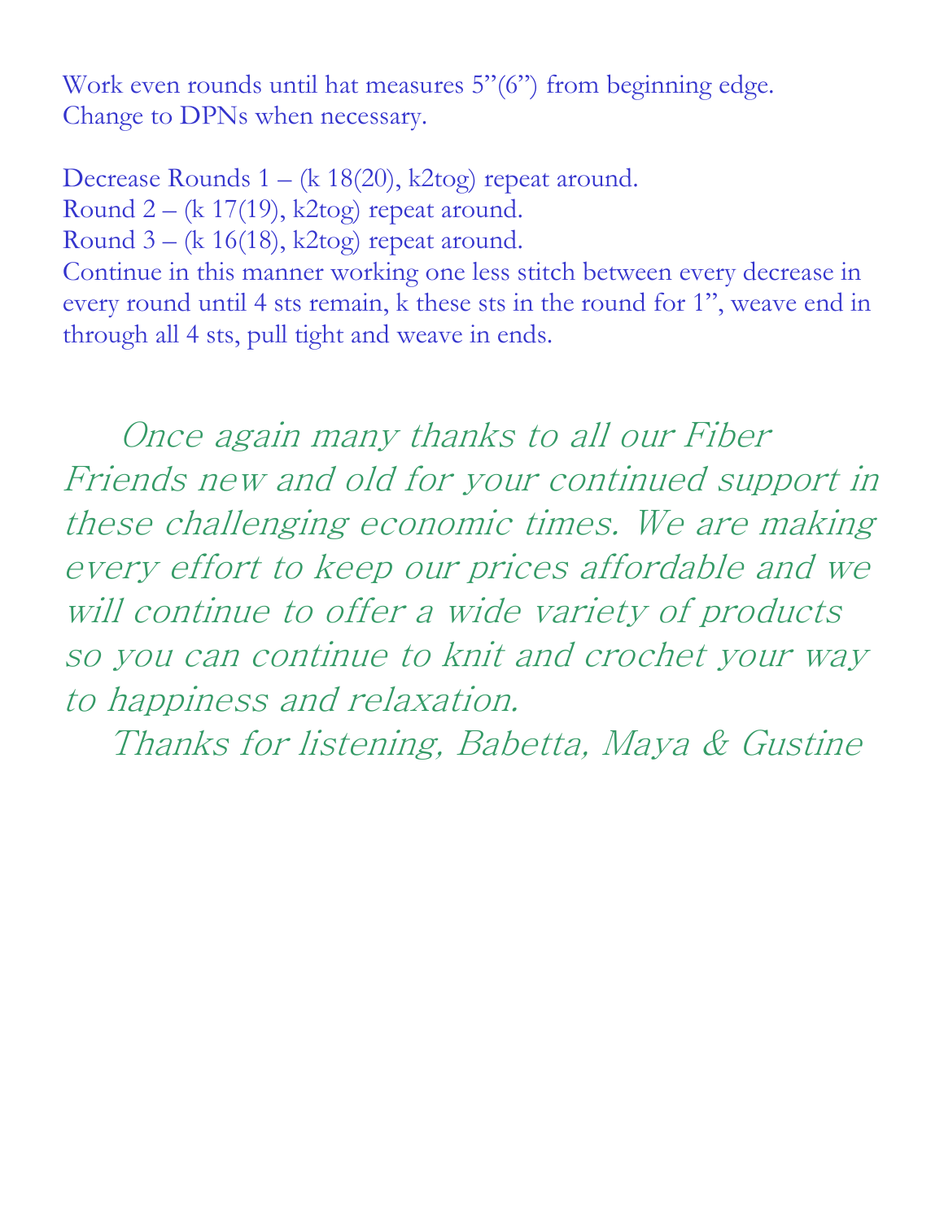Work even rounds until hat measures 5"(6") from beginning edge.
Change to DPNs when necessary.

Decrease Rounds 1 – (k 18(20), k2tog) repeat around.
Round 2 – (k 17(19), k2tog) repeat around.
Round 3 – (k 16(18), k2tog) repeat around.
Continue in this manner working one less stitch between every decrease in every round until 4 sts remain, k these sts in the round for 1", weave end in through all 4 sts, pull tight and weave in ends.

*Once again many thanks to all our Fiber Friends new and old for your continued support in these challenging economic times. We are making every effort to keep our prices affordable and we will continue to offer a wide variety of products so you can continue to knit and crochet your way to happiness and relaxation.*

*Thanks for listening, Babetta, Maya & Gustine*